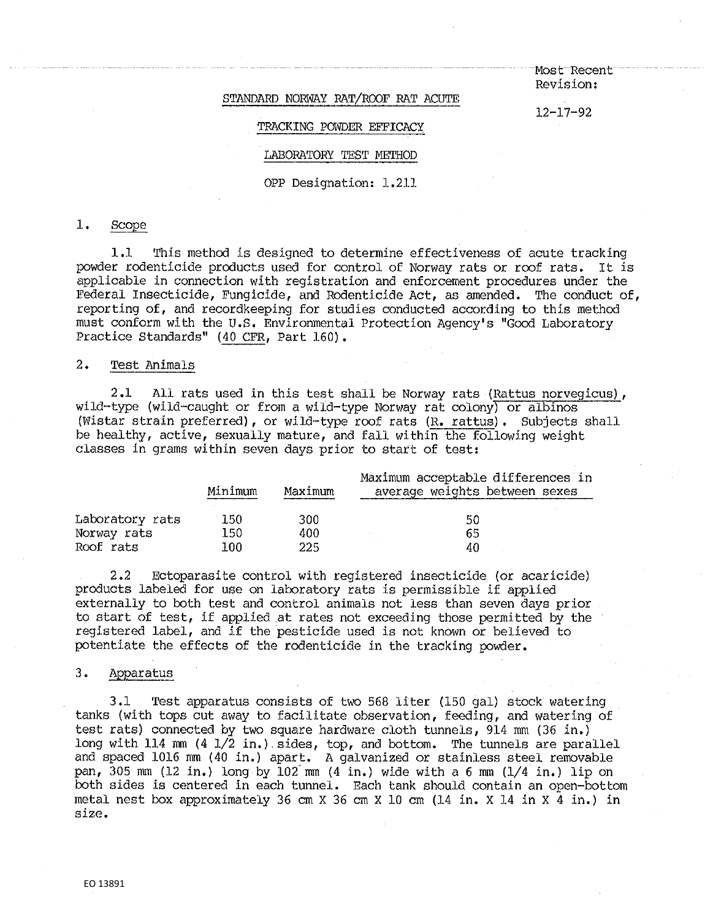Most Recent Revision: 12-17-92

# STANDARD NORWAY RAT/ROOF RAT ACUTE TRACKING POWDER EFFICACY LABORATORY TEST METHOD

OPP Designation: 1.211

## 1. Scope

1.1 This method is designed to determine effectiveness of acute tracking powder rodenticide products used for control of Norway rats or roof rats. It is applicable in connection with registration and enforcement procedures under the Federal Insecticide, Fungicide, and Rodenticide Act, as amended. The conduct of, reporting of, and recordkeeping for studies conducted according to this method must conform with the U.S. Environmental Protection Agency's "Good Laboratory Practice Standards" (40 CFR, Part 160).

## 2. Test Animals

2.1 All rats used in this test shall be Norway rats (*Rattus norvegicus*), wild-type (wild-caught or from a wild-type Norway rat colony) or albinos (Wistar strain preferred), or wild-type roof rats (*R. rattus*). Subjects shall be healthy, active, sexually mature, and fall within the following weight classes in grams within seven days prior to start of test:

| | Minimum | Maximum | Maximum acceptable differences in average weights between sexes |
|---|---|---|---|
| Laboratory rats | 150 | 300 | 50 |
| Norway rats | 150 | 400 | 65 |
| Roof rats | 100 | 225 | 40 |

2.2 Ectoparasite control with registered insecticide (or acaricide) products labeled for use on laboratory rats is permissible if applied externally to both test and control animals not less than seven days prior to start of test, if applied at rates not exceeding those permitted by the registered label, and if the pesticide used is not known or believed to potentiate the effects of the rodenticide in the tracking powder.

## 3. Apparatus

3.1 Test apparatus consists of two 568 liter (150 gal) stock watering tanks (with tops cut away to facilitate observation, feeding, and watering of test rats) connected by two square hardware cloth tunnels, 914 mm (36 in.) long with 114 mm (4 1/2 in.) sides, top, and bottom. The tunnels are parallel and spaced 1016 mm (40 in.) apart. A galvanized or stainless steel removable pan, 305 mm (12 in.) long by 102 mm (4 in.) wide with a 6 mm (1/4 in.) lip on both sides is centered in each tunnel. Each tank should contain an open-bottom metal nest box approximately 36 cm X 36 cm X 10 cm (14 in. X 14 in X 4 in.) in size.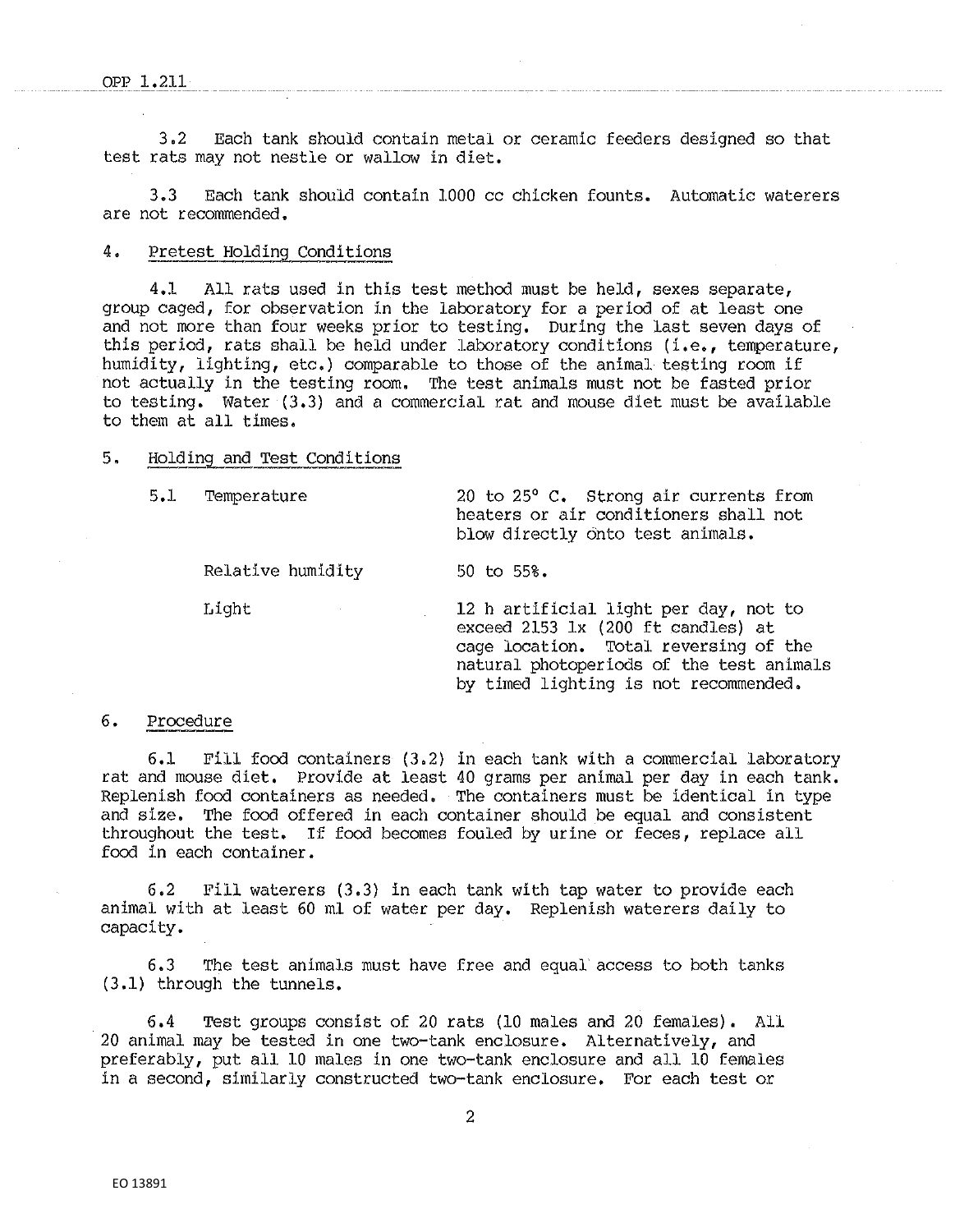3.2 Each tank should contain metal or ceramic feeders designed so that test rats may not nestle or wallow in diet.

3.3 Each tank should contain 1000 cc chicken founts. Automatic waterers are not recommended.

## 4. Pretest Holding Conditions

4.1 All rats used in this test method must be held, sexes separate, group caged, for observation in the laboratory for a period of at least one and not more than four weeks prior to testing. During the last seven days of this period, rats shall be held under laboratory conditions (i.e., temperature, humidity, lighting, etc.) comparable to those of the animal testing room if not actually in the testing room. The test animals must not be fasted prior to testing. Water (3.3) and a commercial rat and mouse diet must be available to them at all times.

## 5. Holding and Test Conditions

| | | |
|---|---|---|
| 5.1 | Temperature | 20 to 25° C. Strong air currents from heaters or air conditioners shall not blow directly onto test animals. |
| | Relative humidity | 50 to 55%. |
| | Light | 12 h artificial light per day, not to exceed 2153 lx (200 ft candles) at cage location. Total reversing of the natural photoperiods of the test animals by timed lighting is not recommended. |

## 6. Procedure

6.1 Fill food containers (3.2) in each tank with a commercial laboratory rat and mouse diet. Provide at least 40 grams per animal per day in each tank. Replenish food containers as needed. The containers must be identical in type and size. The food offered in each container should be equal and consistent throughout the test. If food becomes fouled by urine or feces, replace all food in each container.

6.2 Fill waterers (3.3) in each tank with tap water to provide each animal with at least 60 ml of water per day. Replenish waterers daily to capacity.

6.3 The test animals must have free and equal access to both tanks (3.1) through the tunnels.

6.4 Test groups consist of 20 rats (10 males and 20 females). All 20 animal may be tested in one two-tank enclosure. Alternatively, and preferably, put all 10 males in one two-tank enclosure and all 10 females in a second, similarly constructed two-tank enclosure. For each test or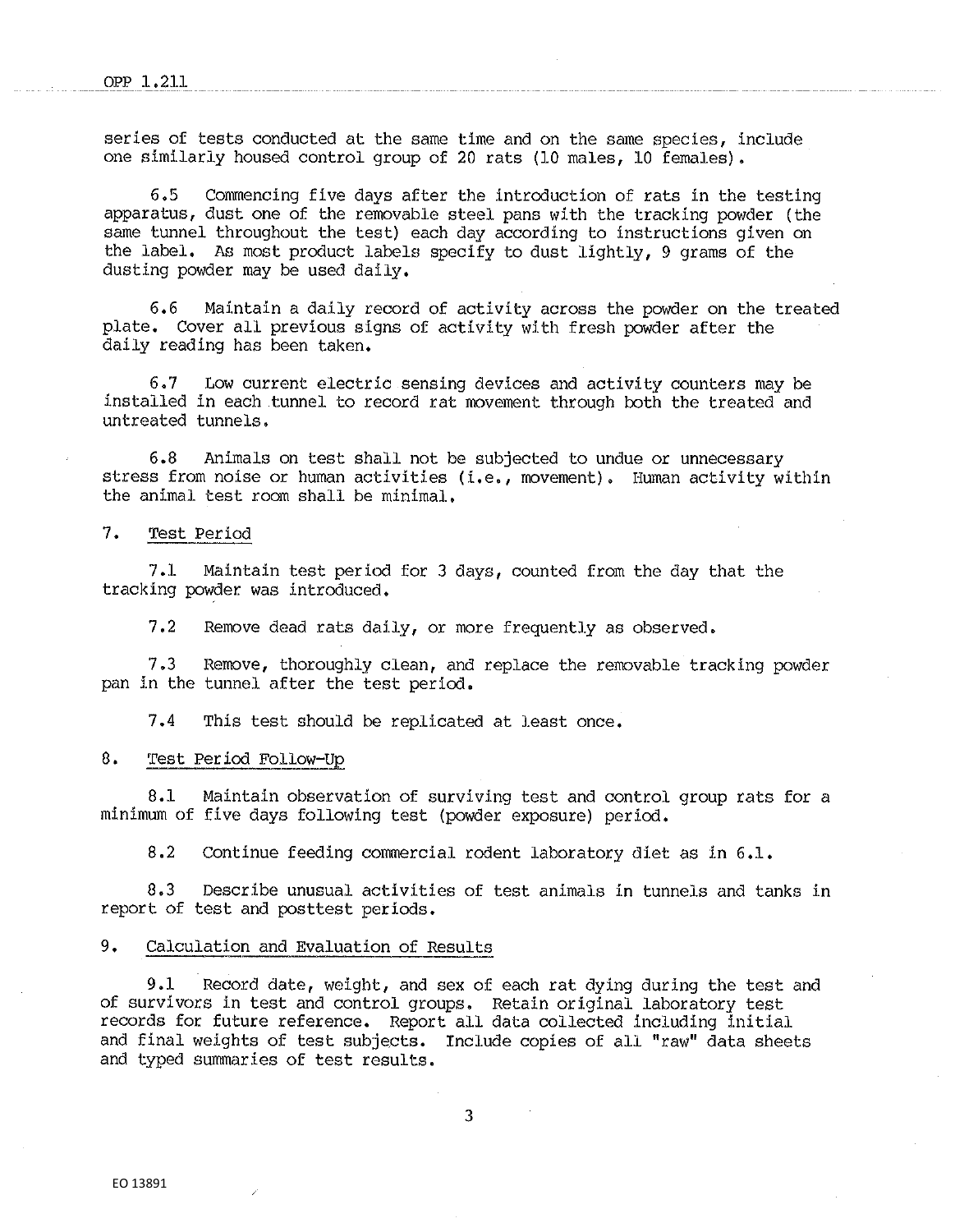series of tests conducted at the same time and on the same species, include one similarly housed control group of 20 rats (10 males, 10 females).

6.5 Commencing five days after the introduction of rats in the testing apparatus, dust one of the removable steel pans with the tracking powder (the same tunnel throughout the test) each day according to instructions given on the label. As most product labels specify to dust lightly, 9 grams of the dusting powder may be used daily.

6.6 Maintain a daily record of activity across the powder on the treated plate. Cover all previous signs of activity with fresh powder after the daily reading has been taken.

6.7 Low current electric sensing devices and activity counters may be installed in each tunnel to record rat movement through both the treated and untreated tunnels.

6.8 Animals on test shall not be subjected to undue or unnecessary stress from noise or human activities (i.e., movement). Human activity within the animal test room shall be minimal.

## 7. Test Period

7.1 Maintain test period for 3 days, counted from the day that the tracking powder was introduced.

7.2 Remove dead rats daily, or more frequently as observed.

7.3 Remove, thoroughly clean, and replace the removable tracking powder pan in the tunnel after the test period.

7.4 This test should be replicated at least once.

## 8. Test Period Follow-Up

8.1 Maintain observation of surviving test and control group rats for a minimum of five days following test (powder exposure) period.

8.2 Continue feeding commercial rodent laboratory diet as in 6.1.

8.3 Describe unusual activities of test animals in tunnels and tanks in report of test and posttest periods.

## 9. Calculation and Evaluation of Results

9.1 Record date, weight, and sex of each rat dying during the test and of survivors in test and control groups. Retain original laboratory test records for future reference. Report all data collected including initial and final weights of test subjects. Include copies of all "raw" data sheets and typed summaries of test results.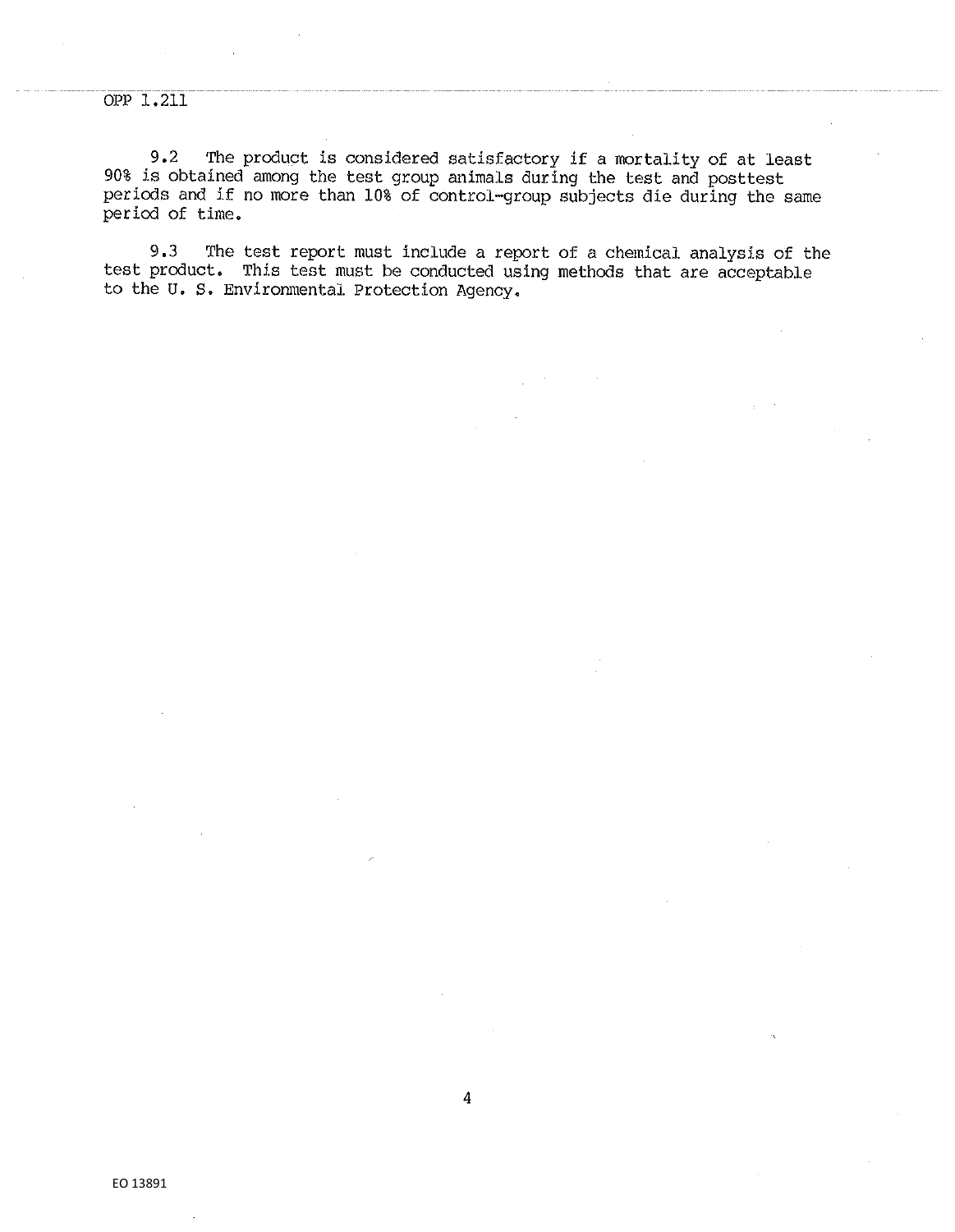9.2 The product is considered satisfactory if a mortality of at least 90% is obtained among the test group animals during the test and posttest periods and if no more than 10% of control-group subjects die during the same period of time.

9.3 The test report must include a report of a chemical analysis of the test product. This test must be conducted using methods that are acceptable to the U. S. Environmental Protection Agency.